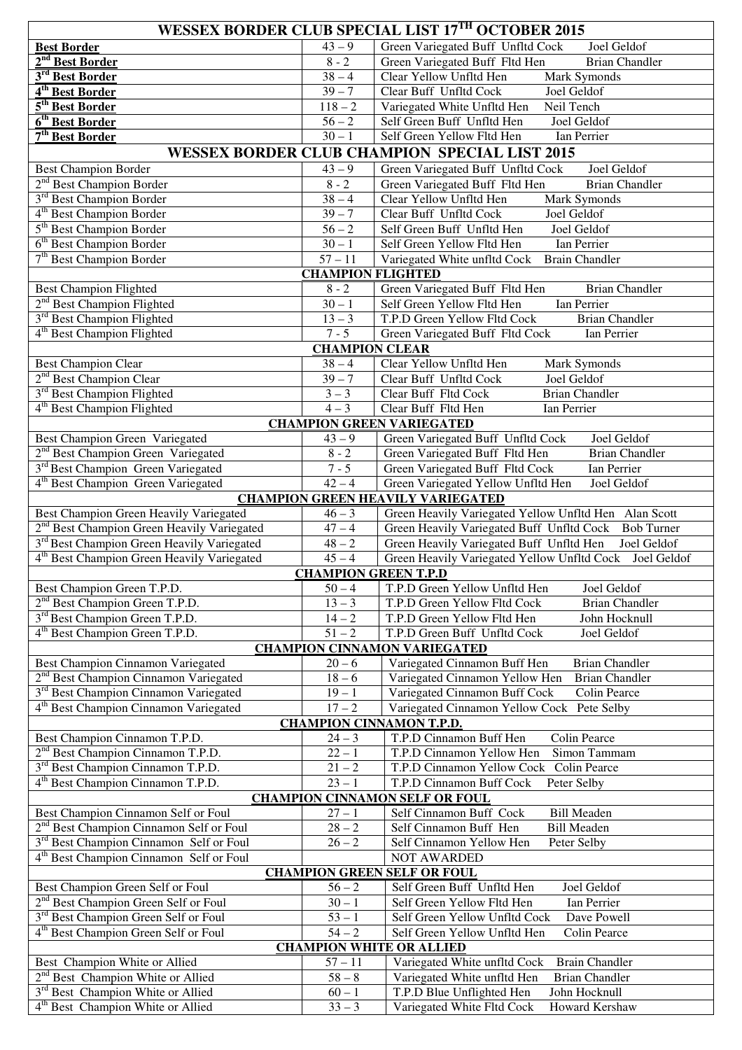# WESSEX BORDER CLUB SPECIAL LIST 17TH OCTOBER 2015

| Award | Pen | Description | Exhibitor |
|---|---|---|---|
| **Best Border** | 43 – 9 | Green Variegated Buff Unfltd Cock | Joel Geldof |
| **2nd Best Border** | 8 - 2 | Green Variegated Buff Fltd Hen | Brian Chandler |
| **3rd Best Border** | 38 – 4 | Clear Yellow Unfltd Hen | Mark Symonds |
| **4th Best Border** | 39 – 7 | Clear Buff Unfltd Cock | Joel Geldof |
| **5th Best Border** | 118 – 2 | Variegated White Unfltd Hen | Neil Tench |
| **6th Best Border** | 56 – 2 | Self Green Buff Unfltd Hen | Joel Geldof |
| **7th Best Border** | 30 – 1 | Self Green Yellow Fltd Hen | Ian Perrier |

## WESSEX BORDER CLUB CHAMPION SPECIAL LIST 2015

| Award | Pen | Description | Exhibitor |
|---|---|---|---|
| Best Champion Border | 43 – 9 | Green Variegated Buff Unfltd Cock | Joel Geldof |
| 2nd Best Champion Border | 8 - 2 | Green Variegated Buff Fltd Hen | Brian Chandler |
| 3rd Best Champion Border | 38 – 4 | Clear Yellow Unfltd Hen | Mark Symonds |
| 4th Best Champion Border | 39 – 7 | Clear Buff Unfltd Cock | Joel Geldof |
| 5th Best Champion Border | 56 – 2 | Self Green Buff Unfltd Hen | Joel Geldof |
| 6th Best Champion Border | 30 – 1 | Self Green Yellow Fltd Hen | Ian Perrier |
| 7th Best Champion Border | 57 – 11 | Variegated White unfltd Cock | Brian Chandler |
| **CHAMPION FLIGHTED** | | | |
| Best Champion Flighted | 8 - 2 | Green Variegated Buff Fltd Hen | Brian Chandler |
| 2nd Best Champion Flighted | 30 – 1 | Self Green Yellow Fltd Hen | Ian Perrier |
| 3rd Best Champion Flighted | 13 – 3 | T.P.D Green Yellow Fltd Cock | Brian Chandler |
| 4th Best Champion Flighted | 7 - 5 | Green Variegated Buff Fltd Cock | Ian Perrier |
| **CHAMPION CLEAR** | | | |
| Best Champion Clear | 38 – 4 | Clear Yellow Unfltd Hen | Mark Symonds |
| 2nd Best Champion Clear | 39 – 7 | Clear Buff Unfltd Cock | Joel Geldof |
| 3rd Best Champion Flighted | 3 – 3 | Clear Buff Fltd Cock | Brian Chandler |
| 4th Best Champion Flighted | 4 – 3 | Clear Buff Fltd Hen | Ian Perrier |
| **CHAMPION GREEN VARIEGATED** | | | |
| Best Champion Green Variegated | 43 – 9 | Green Variegated Buff Unfltd Cock | Joel Geldof |
| 2nd Best Champion Green Variegated | 8 - 2 | Green Variegated Buff Fltd Hen | Brian Chandler |
| 3rd Best Champion Green Variegated | 7 - 5 | Green Variegated Buff Fltd Cock | Ian Perrier |
| 4th Best Champion Green Variegated | 42 – 4 | Green Variegated Yellow Unfltd Hen | Joel Geldof |
| **CHAMPION GREEN HEAVILY VARIEGATED** | | | |
| Best Champion Green Heavily Variegated | 46 – 3 | Green Heavily Variegated Yellow Unfltd Hen | Alan Scott |
| 2nd Best Champion Green Heavily Variegated | 47 – 4 | Green Heavily Variegated Buff Unfltd Cock | Bob Turner |
| 3rd Best Champion Green Heavily Variegated | 48 – 2 | Green Heavily Variegated Buff Unfltd Hen | Joel Geldof |
| 4th Best Champion Green Heavily Variegated | 45 – 4 | Green Heavily Variegated Yellow Unfltd Cock | Joel Geldof |
| **CHAMPION GREEN T.P.D** | | | |
| Best Champion Green T.P.D. | 50 – 4 | T.P.D Green Yellow Unfltd Hen | Joel Geldof |
| 2nd Best Champion Green T.P.D. | 13 – 3 | T.P.D Green Yellow Fltd Cock | Brian Chandler |
| 3rd Best Champion Green T.P.D. | 14 – 2 | T.P.D Green Yellow Fltd Hen | John Hocknull |
| 4th Best Champion Green T.P.D. | 51 – 2 | T.P.D Green Buff Unfltd Cock | Joel Geldof |
| **CHAMPION CINNAMON VARIEGATED** | | | |
| Best Champion Cinnamon Variegated | 20 – 6 | Variegated Cinnamon Buff Hen | Brian Chandler |
| 2nd Best Champion Cinnamon Variegated | 18 – 6 | Variegated Cinnamon Yellow Hen | Brian Chandler |
| 3rd Best Champion Cinnamon Variegated | 19 – 1 | Variegated Cinnamon Buff Cock | Colin Pearce |
| 4th Best Champion Cinnamon Variegated | 17 – 2 | Variegated Cinnamon Yellow Cock | Pete Selby |
| **CHAMPION CINNAMON T.P.D.** | | | |
| Best Champion Cinnamon T.P.D. | 24 – 3 | T.P.D Cinnamon Buff Hen | Colin Pearce |
| 2nd Best Champion Cinnamon T.P.D. | 22 – 1 | T.P.D Cinnamon Yellow Hen | Simon Tammam |
| 3rd Best Champion Cinnamon T.P.D. | 21 – 2 | T.P.D Cinnamon Yellow Cock | Colin Pearce |
| 4th Best Champion Cinnamon T.P.D. | 23 – 1 | T.P.D Cinnamon Buff Cock | Peter Selby |
| **CHAMPION CINNAMON SELF OR FOUL** | | | |
| Best Champion Cinnamon Self or Foul | 27 – 1 | Self Cinnamon Buff Cock | Bill Meaden |
| 2nd Best Champion Cinnamon Self or Foul | 28 – 2 | Self Cinnamon Buff Hen | Bill Meaden |
| 3rd Best Champion Cinnamon Self or Foul | 26 – 2 | Self Cinnamon Yellow Hen | Peter Selby |
| 4th Best Champion Cinnamon Self or Foul | | NOT AWARDED | |
| **CHAMPION GREEN SELF OR FOUL** | | | |
| Best Champion Green Self or Foul | 56 – 2 | Self Green Buff Unfltd Hen | Joel Geldof |
| 2nd Best Champion Green Self or Foul | 30 – 1 | Self Green Yellow Fltd Hen | Ian Perrier |
| 3rd Best Champion Green Self or Foul | 53 – 1 | Self Green Yellow Unfltd Cock | Dave Powell |
| 4th Best Champion Green Self or Foul | 54 – 2 | Self Green Yellow Unfltd Hen | Colin Pearce |
| **CHAMPION WHITE OR ALLIED** | | | |
| Best Champion White or Allied | 57 – 11 | Variegated White unfltd Cock | Brian Chandler |
| 2nd Best Champion White or Allied | 58 – 8 | Variegated White unfltd Hen | Brian Chandler |
| 3rd Best Champion White or Allied | 60 – 1 | T.P.D Blue Unflighted Hen | John Hocknull |
| 4th Best Champion White or Allied | 33 – 3 | Variegated White Fltd Cock | Howard Kershaw |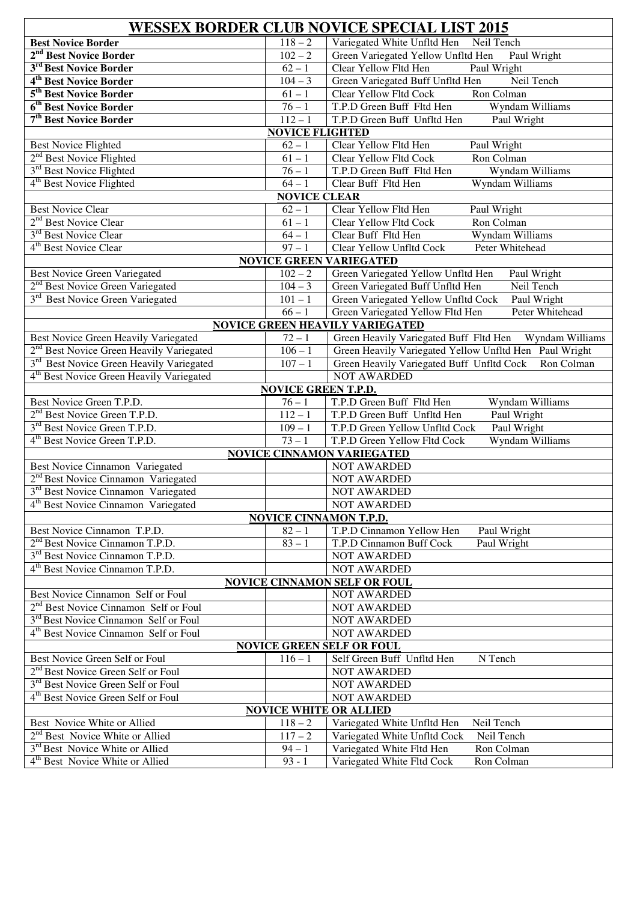# WESSEX BORDER CLUB NOVICE SPECIAL LIST 2015

| | | |
|---|---|---|
| **Best Novice Border** | 118 – 2 | Variegated White Unfltd Hen Neil Tench |
| **2nd Best Novice Border** | 102 – 2 | Green Variegated Yellow Unfltd Hen Paul Wright |
| **3rd Best Novice Border** | 62 – 1 | Clear Yellow Fltd Hen Paul Wright |
| **4th Best Novice Border** | 104 – 3 | Green Variegated Buff Unfltd Hen Neil Tench |
| **5th Best Novice Border** | 61 – 1 | Clear Yellow Fltd Cock Ron Colman |
| **6th Best Novice Border** | 76 – 1 | T.P.D Green Buff Fltd Hen Wyndam Williams |
| **7th Best Novice Border** | 112 – 1 | T.P.D Green Buff Unfltd Hen Paul Wright |
| **NOVICE FLIGHTED** | | |
| Best Novice Flighted | 62 – 1 | Clear Yellow Fltd Hen Paul Wright |
| 2nd Best Novice Flighted | 61 – 1 | Clear Yellow Fltd Cock Ron Colman |
| 3rd Best Novice Flighted | 76 – 1 | T.P.D Green Buff Fltd Hen Wyndam Williams |
| 4th Best Novice Flighted | 64 – 1 | Clear Buff Fltd Hen Wyndam Williams |
| **NOVICE CLEAR** | | |
| Best Novice Clear | 62 – 1 | Clear Yellow Fltd Hen Paul Wright |
| 2nd Best Novice Clear | 61 – 1 | Clear Yellow Fltd Cock Ron Colman |
| 3rd Best Novice Clear | 64 – 1 | Clear Buff Fltd Hen Wyndam Williams |
| 4th Best Novice Clear | 97 – 1 | Clear Yellow Unfltd Cock Peter Whitehead |
| **NOVICE GREEN VARIEGATED** | | |
| Best Novice Green Variegated | 102 – 2 | Green Variegated Yellow Unfltd Hen Paul Wright |
| 2nd Best Novice Green Variegated | 104 – 3 | Green Variegated Buff Unfltd Hen Neil Tench |
| 3rd Best Novice Green Variegated | 101 – 1 | Green Variegated Yellow Unfltd Cock Paul Wright |
| | 66 – 1 | Green Variegated Yellow Fltd Hen Peter Whitehead |
| **NOVICE GREEN HEAVILY VARIEGATED** | | |
| Best Novice Green Heavily Variegated | 72 – 1 | Green Heavily Variegated Buff Fltd Hen Wyndam Williams |
| 2nd Best Novice Green Heavily Variegated | 106 – 1 | Green Heavily Variegated Yellow Unfltd Hen Paul Wright |
| 3rd Best Novice Green Heavily Variegated | 107 – 1 | Green Heavily Variegated Buff Unfltd Cock Ron Colman |
| 4th Best Novice Green Heavily Variegated | | NOT AWARDED |
| **NOVICE GREEN T.P.D.** | | |
| Best Novice Green T.P.D. | 76 – 1 | T.P.D Green Buff Fltd Hen Wyndam Williams |
| 2nd Best Novice Green T.P.D. | 112 – 1 | T.P.D Green Buff Unfltd Hen Paul Wright |
| 3rd Best Novice Green T.P.D. | 109 – 1 | T.P.D Green Yellow Unfltd Cock Paul Wright |
| 4th Best Novice Green T.P.D. | 73 – 1 | T.P.D Green Yellow Fltd Cock Wyndam Williams |
| **NOVICE CINNAMON VARIEGATED** | | |
| Best Novice Cinnamon Variegated | | NOT AWARDED |
| 2nd Best Novice Cinnamon Variegated | | NOT AWARDED |
| 3rd Best Novice Cinnamon Variegated | | NOT AWARDED |
| 4th Best Novice Cinnamon Variegated | | NOT AWARDED |
| **NOVICE CINNAMON T.P.D.** | | |
| Best Novice Cinnamon T.P.D. | 82 – 1 | T.P.D Cinnamon Yellow Hen Paul Wright |
| 2nd Best Novice Cinnamon T.P.D. | 83 – 1 | T.P.D Cinnamon Buff Cock Paul Wright |
| 3rd Best Novice Cinnamon T.P.D. | | NOT AWARDED |
| 4th Best Novice Cinnamon T.P.D. | | NOT AWARDED |
| **NOVICE CINNAMON SELF OR FOUL** | | |
| Best Novice Cinnamon Self or Foul | | NOT AWARDED |
| 2nd Best Novice Cinnamon Self or Foul | | NOT AWARDED |
| 3rd Best Novice Cinnamon Self or Foul | | NOT AWARDED |
| 4th Best Novice Cinnamon Self or Foul | | NOT AWARDED |
| **NOVICE GREEN SELF OR FOUL** | | |
| Best Novice Green Self or Foul | 116 – 1 | Self Green Buff Unfltd Hen N Tench |
| 2nd Best Novice Green Self or Foul | | NOT AWARDED |
| 3rd Best Novice Green Self or Foul | | NOT AWARDED |
| 4th Best Novice Green Self or Foul | | NOT AWARDED |
| **NOVICE WHITE OR ALLIED** | | |
| Best Novice White or Allied | 118 – 2 | Variegated White Unfltd Hen Neil Tench |
| 2nd Best Novice White or Allied | 117 – 2 | Variegated White Unfltd Cock Neil Tench |
| 3rd Best Novice White or Allied | 94 – 1 | Variegated White Fltd Hen Ron Colman |
| 4th Best Novice White or Allied | 93 - 1 | Variegated White Fltd Cock Ron Colman |